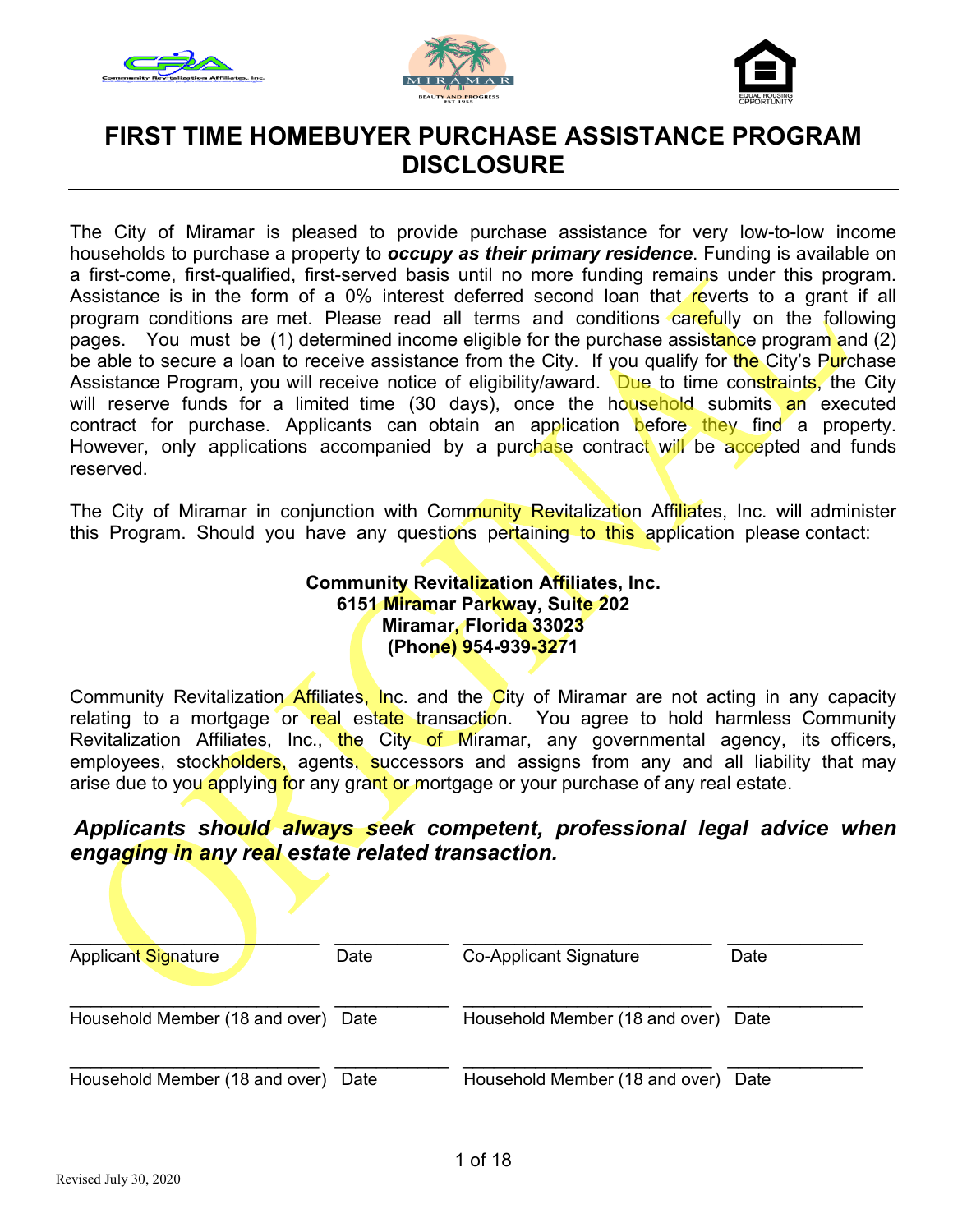# FIRST TIME HOMEBUYER PURCHASE ASSISTANCE PROGRAM DISCLOSURE

The City of Miramar is pleased to provide purchase assistance for very low-to-low income households to purchase a property to ***occupy as their primary residence***. Funding is available on a first-come, first-qualified, first-served basis until no more funding remains under this program. Assistance is in the form of a 0% interest deferred second loan that reverts to a grant if all program conditions are met. Please read all terms and conditions carefully on the following pages. You must be (1) determined income eligible for the purchase assistance program and (2) be able to secure a loan to receive assistance from the City. If you qualify for the City's Purchase Assistance Program, you will receive notice of eligibility/award. Due to time constraints, the City will reserve funds for a limited time (30 days), once the household submits an executed contract for purchase. Applicants can obtain an application before they find a property. However, only applications accompanied by a purchase contract will be accepted and funds reserved.

The City of Miramar in conjunction with Community Revitalization Affiliates, Inc. will administer this Program. Should you have any questions pertaining to this application please contact:

**Community Revitalization Affiliates, Inc.**
**6151 Miramar Parkway, Suite 202**
**Miramar, Florida 33023**
**(Phone) 954-939-3271**

Community Revitalization Affiliates, Inc. and the City of Miramar are not acting in any capacity relating to a mortgage or real estate transaction. You agree to hold harmless Community Revitalization Affiliates, Inc., the City of Miramar, any governmental agency, its officers, employees, stockholders, agents, successors and assigns from any and all liability that may arise due to you applying for any grant or mortgage or your purchase of any real estate.

***Applicants should always seek competent, professional legal advice when engaging in any real estate related transaction.***

| | | | |
|---|---|---|---|
| ____________________ | ________ | ____________________ | ________ |
| Applicant Signature | Date | Co-Applicant Signature | Date |
| ____________________ | ________ | ____________________ | ________ |
| Household Member (18 and over) | Date | Household Member (18 and over) | Date |
| ____________________ | ________ | ____________________ | ________ |
| Household Member (18 and over) | Date | Household Member (18 and over) | Date |

Revised July 30, 2020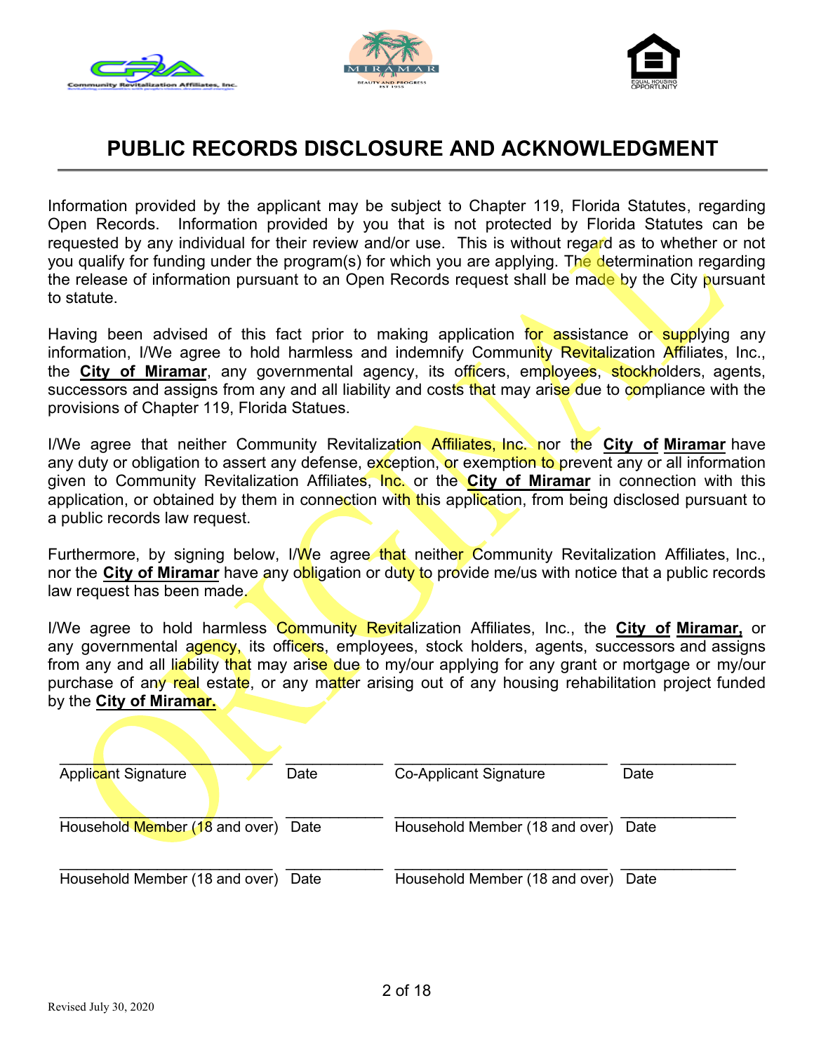# PUBLIC RECORDS DISCLOSURE AND ACKNOWLEDGMENT

Information provided by the applicant may be subject to Chapter 119, Florida Statutes, regarding Open Records. Information provided by you that is not protected by Florida Statutes can be requested by any individual for their review and/or use. This is without regard as to whether or not you qualify for funding under the program(s) for which you are applying. The determination regarding the release of information pursuant to an Open Records request shall be made by the City pursuant to statute.

Having been advised of this fact prior to making application for assistance or supplying any information, I/We agree to hold harmless and indemnify Community Revitalization Affiliates, Inc., the **City of Miramar**, any governmental agency, its officers, employees, stockholders, agents, successors and assigns from any and all liability and costs that may arise due to compliance with the provisions of Chapter 119, Florida Statues.

I/We agree that neither Community Revitalization Affiliates, Inc. nor the **City of Miramar** have any duty or obligation to assert any defense, exception, or exemption to prevent any or all information given to Community Revitalization Affiliates, Inc. or the **City of Miramar** in connection with this application, or obtained by them in connection with this application, from being disclosed pursuant to a public records law request.

Furthermore, by signing below, I/We agree that neither Community Revitalization Affiliates, Inc., nor the **City of Miramar** have any obligation or duty to provide me/us with notice that a public records law request has been made.

I/We agree to hold harmless Community Revitalization Affiliates, Inc., the **City of Miramar,** or any governmental agency, its officers, employees, stock holders, agents, successors and assigns from any and all liability that may arise due to my/our applying for any grant or mortgage or my/our purchase of any real estate, or any matter arising out of any housing rehabilitation project funded by the **City of Miramar.**

| | | | |
|---|---|---|---|
| ____________________ | __________ | ____________________ | __________ |
| Applicant Signature | Date | Co-Applicant Signature | Date |
| ____________________ | __________ | ____________________ | __________ |
| Household Member (18 and over) | Date | Household Member (18 and over) | Date |
| ____________________ | __________ | ____________________ | __________ |
| Household Member (18 and over) | Date | Household Member (18 and over) | Date |

Revised July 30, 2020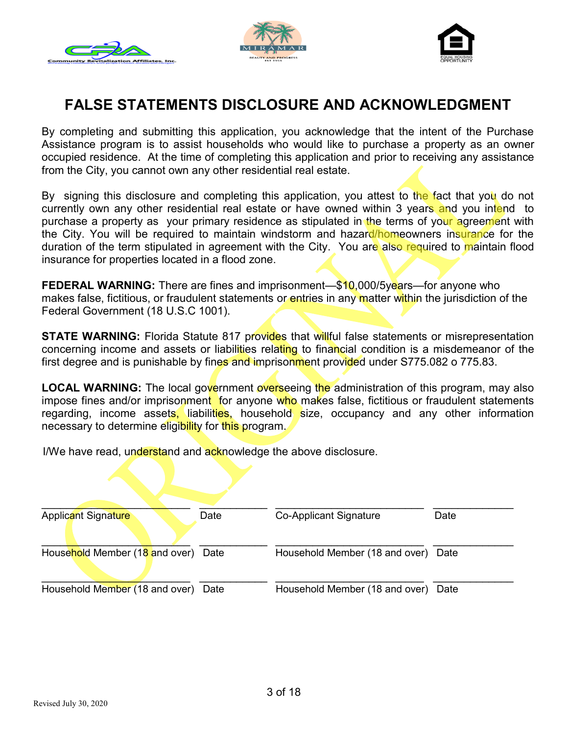# FALSE STATEMENTS DISCLOSURE AND ACKNOWLEDGMENT

By completing and submitting this application, you acknowledge that the intent of the Purchase Assistance program is to assist households who would like to purchase a property as an owner occupied residence. At the time of completing this application and prior to receiving any assistance from the City, you cannot own any other residential real estate.

By signing this disclosure and completing this application, you attest to the fact that you do not currently own any other residential real estate or have owned within 3 years and you intend to purchase a property as your primary residence as stipulated in the terms of your agreement with the City. You will be required to maintain windstorm and hazard/homeowners insurance for the duration of the term stipulated in agreement with the City. You are also required to maintain flood insurance for properties located in a flood zone.

**FEDERAL WARNING:** There are fines and imprisonment—$10,000/5years—for anyone who makes false, fictitious, or fraudulent statements or entries in any matter within the jurisdiction of the Federal Government (18 U.S.C 1001).

**STATE WARNING:** Florida Statute 817 provides that willful false statements or misrepresentation concerning income and assets or liabilities relating to financial condition is a misdemeanor of the first degree and is punishable by fines and imprisonment provided under S775.082 o 775.83.

**LOCAL WARNING:** The local government overseeing the administration of this program, may also impose fines and/or imprisonment for anyone who makes false, fictitious or fraudulent statements regarding, income assets, liabilities, household size, occupancy and any other information necessary to determine eligibility for this program.

I/We have read, understand and acknowledge the above disclosure.

| | | | |
|---|---|---|---|
| ______________________ | __________ | ______________________ | __________ |
| Applicant Signature | Date | Co-Applicant Signature | Date |
| ______________________ | __________ | ______________________ | __________ |
| Household Member (18 and over) | Date | Household Member (18 and over) | Date |
| ______________________ | __________ | ______________________ | __________ |
| Household Member (18 and over) | Date | Household Member (18 and over) | Date |

Revised July 30, 2020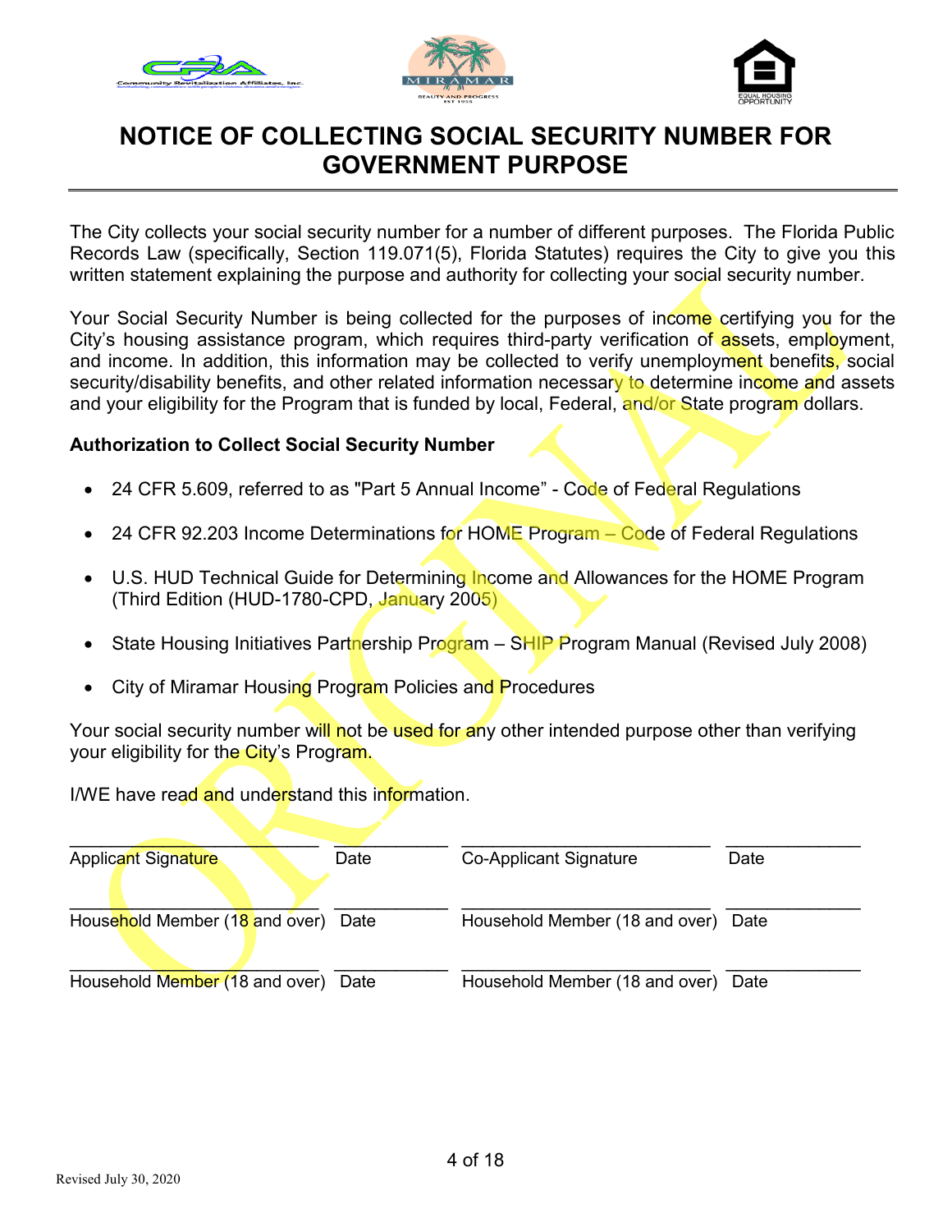# NOTICE OF COLLECTING SOCIAL SECURITY NUMBER FOR GOVERNMENT PURPOSE

The City collects your social security number for a number of different purposes. The Florida Public Records Law (specifically, Section 119.071(5), Florida Statutes) requires the City to give you this written statement explaining the purpose and authority for collecting your social security number.

Your Social Security Number is being collected for the purposes of income certifying you for the City's housing assistance program, which requires third-party verification of assets, employment, and income. In addition, this information may be collected to verify unemployment benefits, social security/disability benefits, and other related information necessary to determine income and assets and your eligibility for the Program that is funded by local, Federal, and/or State program dollars.

**Authorization to Collect Social Security Number**

- 24 CFR 5.609, referred to as "Part 5 Annual Income" - Code of Federal Regulations
- 24 CFR 92.203 Income Determinations for HOME Program – Code of Federal Regulations
- U.S. HUD Technical Guide for Determining Income and Allowances for the HOME Program (Third Edition (HUD-1780-CPD, January 2005)
- State Housing Initiatives Partnership Program – SHIP Program Manual (Revised July 2008)
- City of Miramar Housing Program Policies and Procedures

Your social security number will not be used for any other intended purpose other than verifying your eligibility for the City's Program.

I/WE have read and understand this information.

| | | | |
|---|---|---|---|
| Applicant Signature | Date | Co-Applicant Signature | Date |
| Household Member (18 and over) | Date | Household Member (18 and over) | Date |
| Household Member (18 and over) | Date | Household Member (18 and over) | Date |

Revised July 30, 2020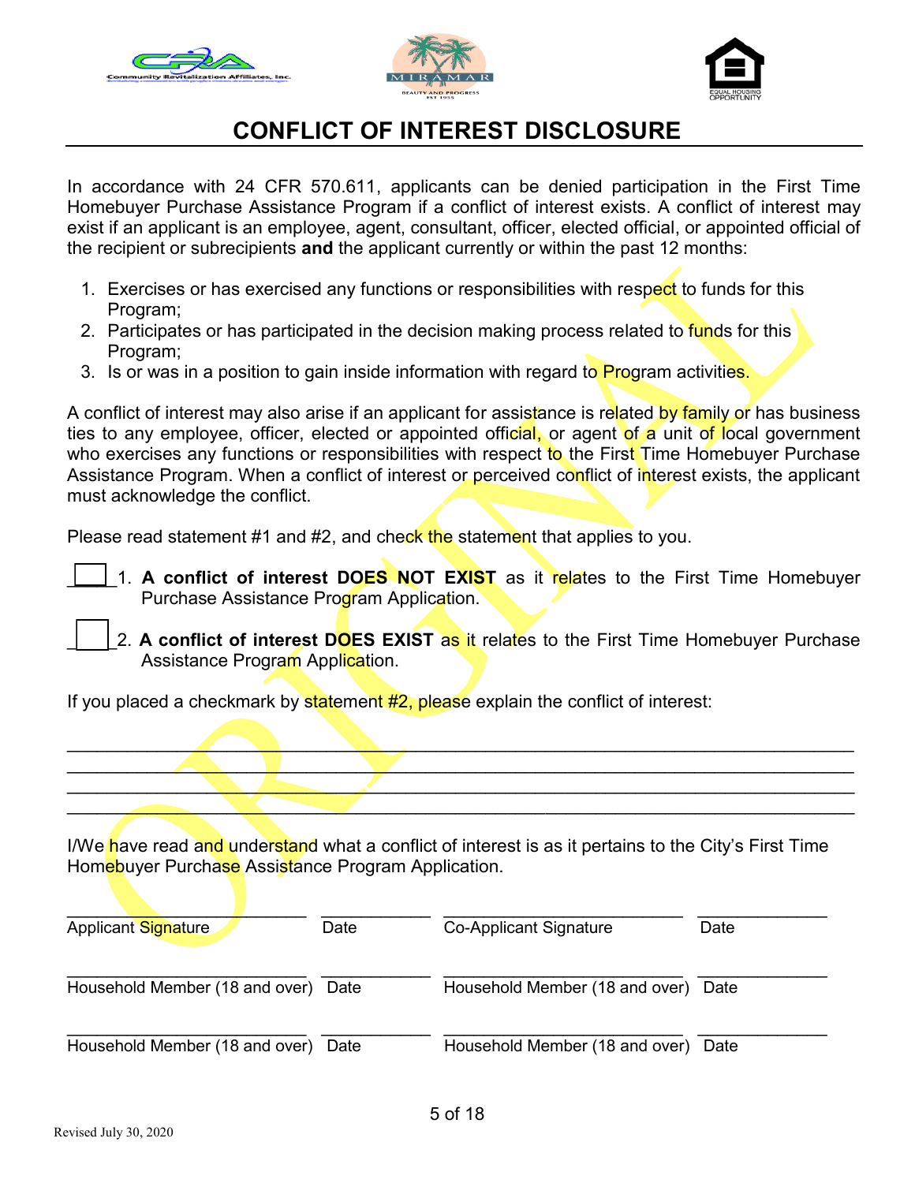# CONFLICT OF INTEREST DISCLOSURE

In accordance with 24 CFR 570.611, applicants can be denied participation in the First Time Homebuyer Purchase Assistance Program if a conflict of interest exists. A conflict of interest may exist if an applicant is an employee, agent, consultant, officer, elected official, or appointed official of the recipient or subrecipients **and** the applicant currently or within the past 12 months:

1. Exercises or has exercised any functions or responsibilities with respect to funds for this Program;
2. Participates or has participated in the decision making process related to funds for this Program;
3. Is or was in a position to gain inside information with regard to Program activities.

A conflict of interest may also arise if an applicant for assistance is related by family or has business ties to any employee, officer, elected or appointed official, or agent of a unit of local government who exercises any functions or responsibilities with respect to the First Time Homebuyer Purchase Assistance Program. When a conflict of interest or perceived conflict of interest exists, the applicant must acknowledge the conflict.

Please read statement #1 and #2, and check the statement that applies to you.

☐ 1. **A conflict of interest DOES NOT EXIST** as it relates to the First Time Homebuyer Purchase Assistance Program Application.

☐ 2. **A conflict of interest DOES EXIST** as it relates to the First Time Homebuyer Purchase Assistance Program Application.

If you placed a checkmark by statement #2, please explain the conflict of interest:

____________________________________________________________________________
____________________________________________________________________________
____________________________________________________________________________
____________________________________________________________________________

I/We have read and understand what a conflict of interest is as it pertains to the City's First Time Homebuyer Purchase Assistance Program Application.

| ________________________ | __________ | ________________________ | __________ |
|---|---|---|---|
| Applicant Signature | Date | Co-Applicant Signature | Date |
| ________________________ | __________ | ________________________ | __________ |
| Household Member (18 and over) | Date | Household Member (18 and over) | Date |
| ________________________ | __________ | ________________________ | __________ |
| Household Member (18 and over) | Date | Household Member (18 and over) | Date |

Revised July 30, 2020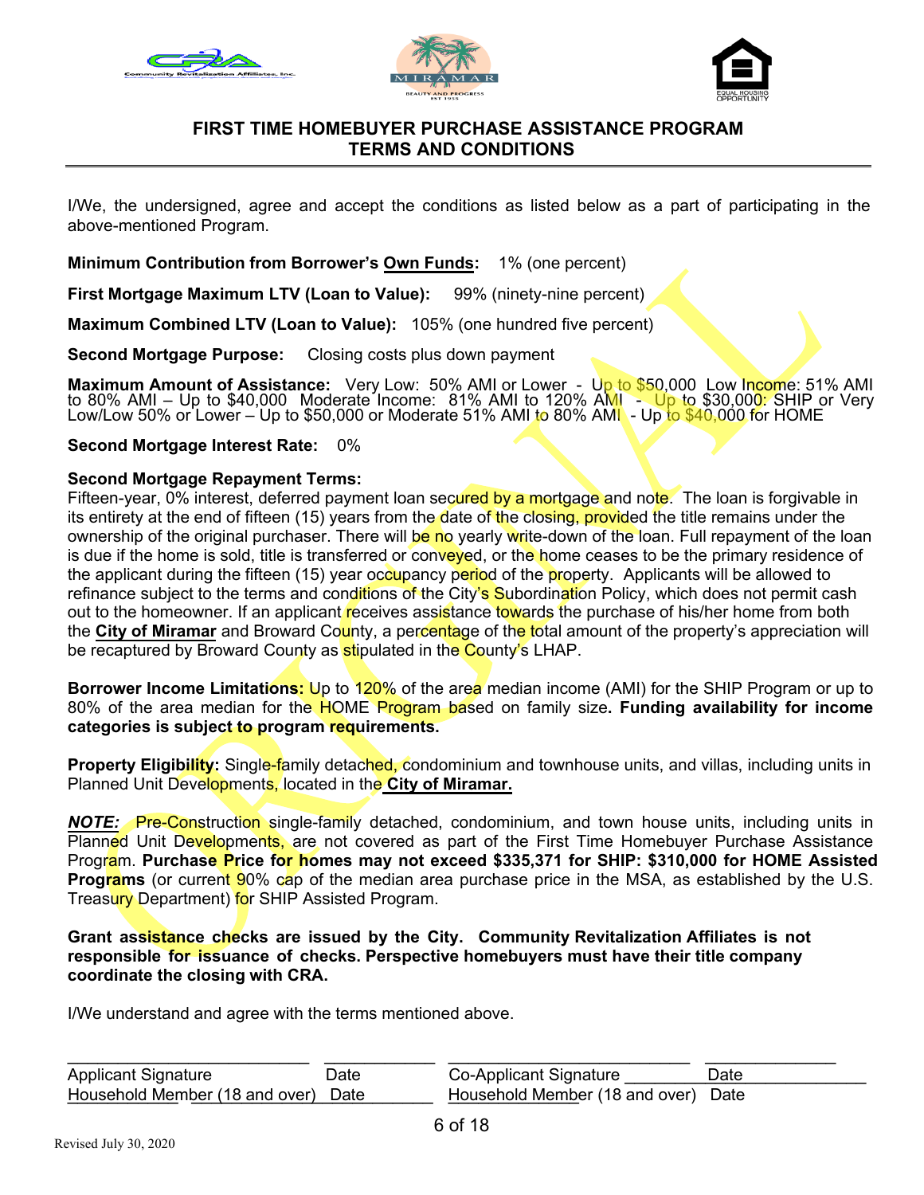# FIRST TIME HOMEBUYER PURCHASE ASSISTANCE PROGRAM TERMS AND CONDITIONS

I/We, the undersigned, agree and accept the conditions as listed below as a part of participating in the above-mentioned Program.

**Minimum Contribution from Borrower's Own Funds:** 1% (one percent)

**First Mortgage Maximum LTV (Loan to Value):** 99% (ninety-nine percent)

**Maximum Combined LTV (Loan to Value):** 105% (one hundred five percent)

**Second Mortgage Purpose:** Closing costs plus down payment

**Maximum Amount of Assistance:** Very Low: 50% AMI or Lower - Up to $50,000 Low Income: 51% AMI to 80% AMI – Up to $40,000 Moderate Income: 81% AMI to 120% AMI - Up to $30,000: SHIP or Very Low/Low 50% or Lower – Up to $50,000 or Moderate 51% AMI to 80% AMI - Up to $40,000 for HOME

**Second Mortgage Interest Rate:** 0%

**Second Mortgage Repayment Terms:**
Fifteen-year, 0% interest, deferred payment loan secured by a mortgage and note. The loan is forgivable in its entirety at the end of fifteen (15) years from the date of the closing, provided the title remains under the ownership of the original purchaser. There will be no yearly write-down of the loan. Full repayment of the loan is due if the home is sold, title is transferred or conveyed, or the home ceases to be the primary residence of the applicant during the fifteen (15) year occupancy period of the property. Applicants will be allowed to refinance subject to the terms and conditions of the City's Subordination Policy, which does not permit cash out to the homeowner. If an applicant receives assistance towards the purchase of his/her home from both the **City of Miramar** and Broward County, a percentage of the total amount of the property's appreciation will be recaptured by Broward County as stipulated in the County's LHAP.

**Borrower Income Limitations:** Up to 120% of the area median income (AMI) for the SHIP Program or up to 80% of the area median for the HOME Program based on family size**. Funding availability for income categories is subject to program requirements.**

**Property Eligibility:** Single-family detached, condominium and townhouse units, and villas, including units in Planned Unit Developments, located in the **City of Miramar.**

***NOTE:*** Pre-Construction single-family detached, condominium, and town house units, including units in Planned Unit Developments, are not covered as part of the First Time Homebuyer Purchase Assistance Program. **Purchase Price for homes may not exceed $335,371 for SHIP: $310,000 for HOME Assisted Programs** (or current 90% cap of the median area purchase price in the MSA, as established by the U.S. Treasury Department) for SHIP Assisted Program.

**Grant assistance checks are issued by the City. Community Revitalization Affiliates is not responsible for issuance of checks. Perspective homebuyers must have their title company coordinate the closing with CRA.**

I/We understand and agree with the terms mentioned above.

| Applicant Signature | Date | Co-Applicant Signature | Date |
|---|---|---|---|
| Household Member (18 and over) | Date | Household Member (18 and over) | Date |

Revised July 30, 2020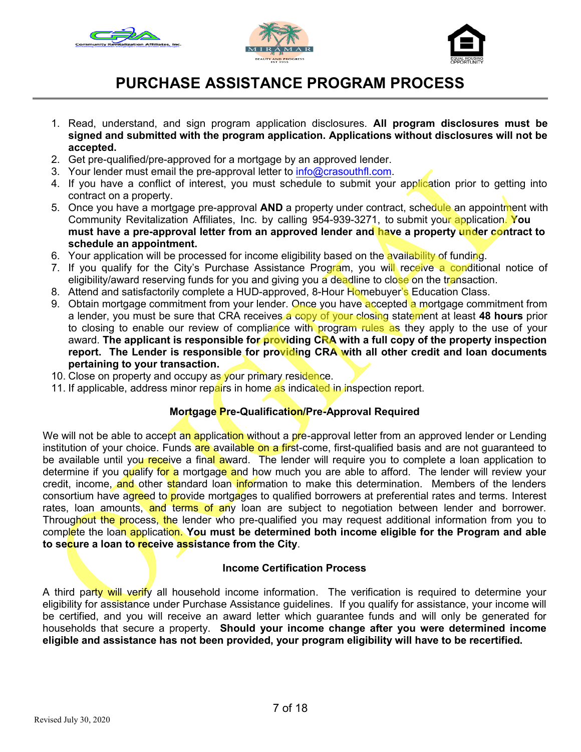# PURCHASE ASSISTANCE PROGRAM PROCESS

1. Read, understand, and sign program application disclosures. **All program disclosures must be signed and submitted with the program application. Applications without disclosures will not be accepted.**
2. Get pre-qualified/pre-approved for a mortgage by an approved lender.
3. Your lender must email the pre-approval letter to info@crasouthfl.com.
4. If you have a conflict of interest, you must schedule to submit your application prior to getting into contract on a property.
5. Once you have a mortgage pre-approval **AND** a property under contract, schedule an appointment with Community Revitalization Affiliates, Inc. by calling 954-939-3271, to submit your application. **You must have a pre-approval letter from an approved lender and have a property under contract to schedule an appointment.**
6. Your application will be processed for income eligibility based on the availability of funding.
7. If you qualify for the City's Purchase Assistance Program, you will receive a conditional notice of eligibility/award reserving funds for you and giving you a deadline to close on the transaction.
8. Attend and satisfactorily complete a HUD-approved, 8-Hour Homebuyer's Education Class.
9. Obtain mortgage commitment from your lender. Once you have accepted a mortgage commitment from a lender, you must be sure that CRA receives a copy of your closing statement at least **48 hours** prior to closing to enable our review of compliance with program rules as they apply to the use of your award. **The applicant is responsible for providing CRA with a full copy of the property inspection report. The Lender is responsible for providing CRA with all other credit and loan documents pertaining to your transaction.**
10. Close on property and occupy as your primary residence.
11. If applicable, address minor repairs in home as indicated in inspection report.

### Mortgage Pre-Qualification/Pre-Approval Required

We will not be able to accept an application without a pre-approval letter from an approved lender or Lending institution of your choice. Funds are available on a first-come, first-qualified basis and are not guaranteed to be available until you receive a final award. The lender will require you to complete a loan application to determine if you qualify for a mortgage and how much you are able to afford. The lender will review your credit, income, and other standard loan information to make this determination. Members of the lenders consortium have agreed to provide mortgages to qualified borrowers at preferential rates and terms. Interest rates, loan amounts, and terms of any loan are subject to negotiation between lender and borrower. Throughout the process, the lender who pre-qualified you may request additional information from you to complete the loan application. **You must be determined both income eligible for the Program and able to secure a loan to receive assistance from the City**.

### Income Certification Process

A third party will verify all household income information. The verification is required to determine your eligibility for assistance under Purchase Assistance guidelines. If you qualify for assistance, your income will be certified, and you will receive an award letter which guarantee funds and will only be generated for households that secure a property. **Should your income change after you were determined income eligible and assistance has not been provided, your program eligibility will have to be recertified.**

Revised July 30, 2020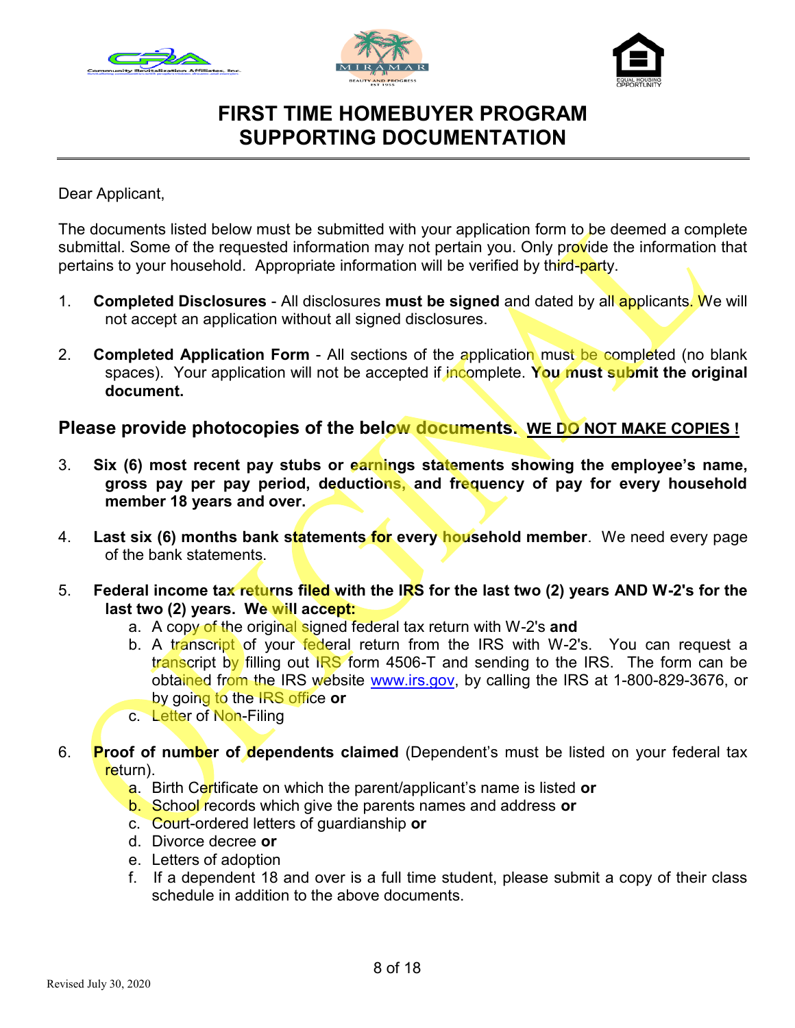# FIRST TIME HOMEBUYER PROGRAM SUPPORTING DOCUMENTATION

Dear Applicant,

The documents listed below must be submitted with your application form to be deemed a complete submittal. Some of the requested information may not pertain you. Only provide the information that pertains to your household. Appropriate information will be verified by third-party.

1. **Completed Disclosures** - All disclosures **must be signed** and dated by all applicants. We will not accept an application without all signed disclosures.

2. **Completed Application Form** - All sections of the application must be completed (no blank spaces). Your application will not be accepted if incomplete. **You must submit the original document.**

## Please provide photocopies of the below documents. <u>**WE DO NOT MAKE COPIES !**</u>

3. **Six (6) most recent pay stubs or earnings statements showing the employee's name, gross pay per pay period, deductions, and frequency of pay for every household member 18 years and over.**

4. **Last six (6) months bank statements for every household member**. We need every page of the bank statements.

5. **Federal income tax returns filed with the IRS for the last two (2) years AND W-2's for the last two (2) years. We will accept:**
   a. A copy of the original signed federal tax return with W-2's **and**
   b. A transcript of your federal return from the IRS with W-2's. You can request a transcript by filling out IRS form 4506-T and sending to the IRS. The form can be obtained from the IRS website www.irs.gov, by calling the IRS at 1-800-829-3676, or by going to the IRS office **or**
   c. Letter of Non-Filing

6. **Proof of number of dependents claimed** (Dependent's must be listed on your federal tax return).
   a. Birth Certificate on which the parent/applicant's name is listed **or**
   b. School records which give the parents names and address **or**
   c. Court-ordered letters of guardianship **or**
   d. Divorce decree **or**
   e. Letters of adoption
   f. If a dependent 18 and over is a full time student, please submit a copy of their class schedule in addition to the above documents.

Revised July 30, 2020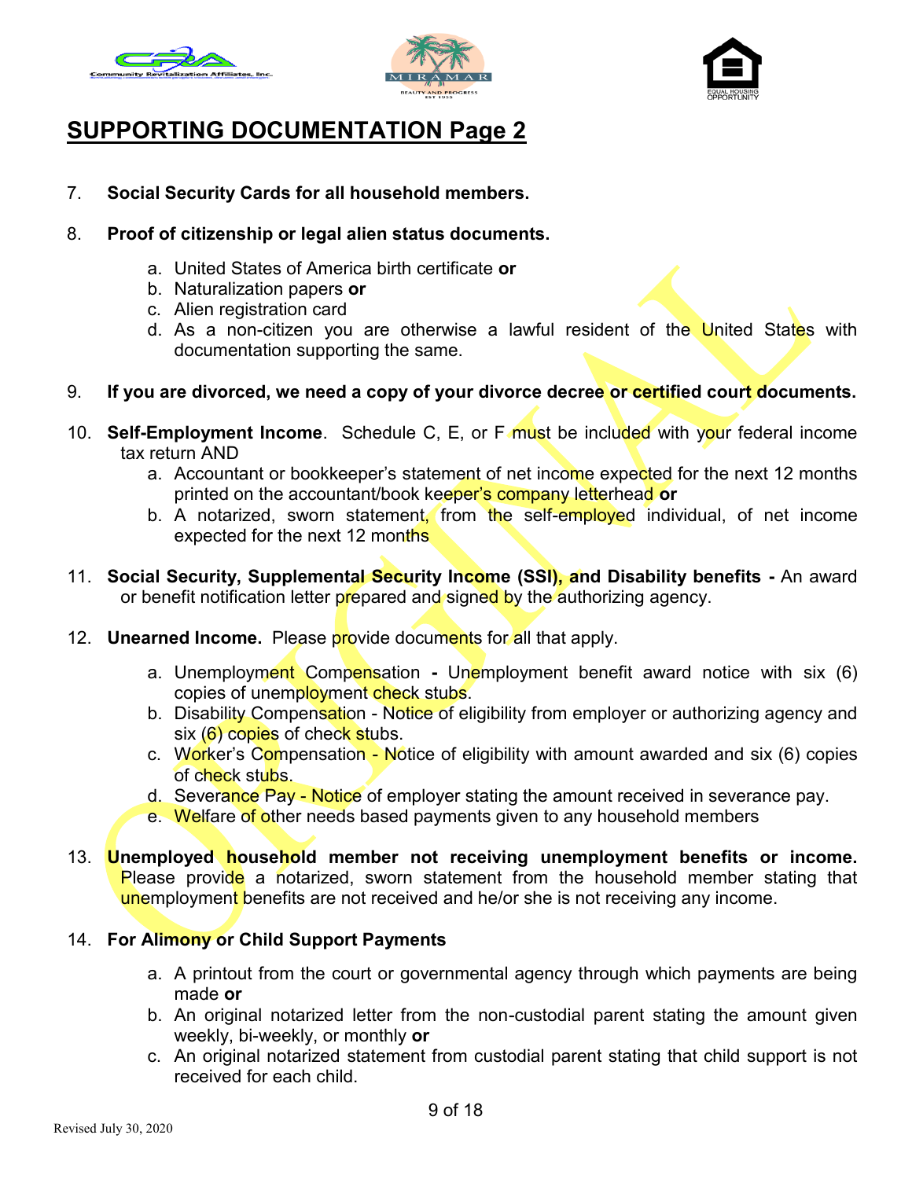# SUPPORTING DOCUMENTATION Page 2

7. **Social Security Cards for all household members.**

8. **Proof of citizenship or legal alien status documents.**

   a. United States of America birth certificate **or**
   b. Naturalization papers **or**
   c. Alien registration card
   d. As a non-citizen you are otherwise a lawful resident of the United States with documentation supporting the same.

9. **If you are divorced, we need a copy of your divorce decree or certified court documents.**

10. **Self-Employment Income**. Schedule C, E, or F must be included with your federal income tax return AND
    a. Accountant or bookkeeper's statement of net income expected for the next 12 months printed on the accountant/book keeper's company letterhead **or**
    b. A notarized, sworn statement, from the self-employed individual, of net income expected for the next 12 months

11. **Social Security, Supplemental Security Income (SSI), and Disability benefits -** An award or benefit notification letter prepared and signed by the authorizing agency.

12. **Unearned Income.** Please provide documents for all that apply.

    a. Unemployment Compensation **-** Unemployment benefit award notice with six (6) copies of unemployment check stubs.
    b. Disability Compensation - Notice of eligibility from employer or authorizing agency and six (6) copies of check stubs.
    c. Worker's Compensation - Notice of eligibility with amount awarded and six (6) copies of check stubs.
    d. Severance Pay - Notice of employer stating the amount received in severance pay.
    e. Welfare of other needs based payments given to any household members

13. **Unemployed household member not receiving unemployment benefits or income.** Please provide a notarized, sworn statement from the household member stating that unemployment benefits are not received and he/or she is not receiving any income.

14. **For Alimony or Child Support Payments**

    a. A printout from the court or governmental agency through which payments are being made **or**
    b. An original notarized letter from the non-custodial parent stating the amount given weekly, bi-weekly, or monthly **or**
    c. An original notarized statement from custodial parent stating that child support is not received for each child.

Revised July 30, 2020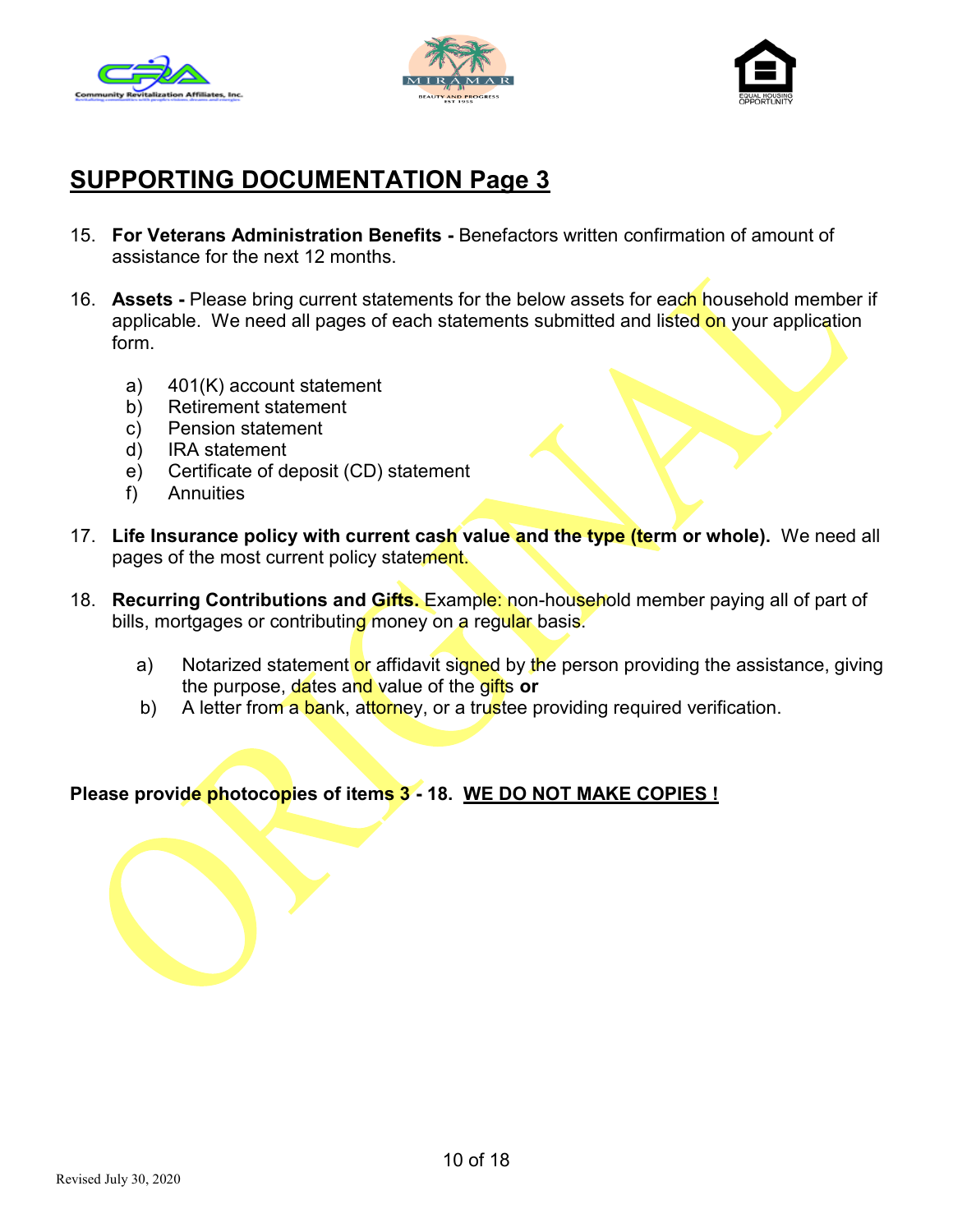## SUPPORTING DOCUMENTATION Page 3

15. **For Veterans Administration Benefits -** Benefactors written confirmation of amount of assistance for the next 12 months.

16. **Assets -** Please bring current statements for the below assets for each household member if applicable. We need all pages of each statements submitted and listed on your application form.

    a) 401(K) account statement
    b) Retirement statement
    c) Pension statement
    d) IRA statement
    e) Certificate of deposit (CD) statement
    f) Annuities

17. **Life Insurance policy with current cash value and the type (term or whole).** We need all pages of the most current policy statement.

18. **Recurring Contributions and Gifts.** Example: non-household member paying all of part of bills, mortgages or contributing money on a regular basis.

    a) Notarized statement or affidavit signed by the person providing the assistance, giving the purpose, dates and value of the gifts **or**
    b) A letter from a bank, attorney, or a trustee providing required verification.

**Please provide photocopies of items 3 - 18. <u>WE DO NOT MAKE COPIES !</u>**

Revised July 30, 2020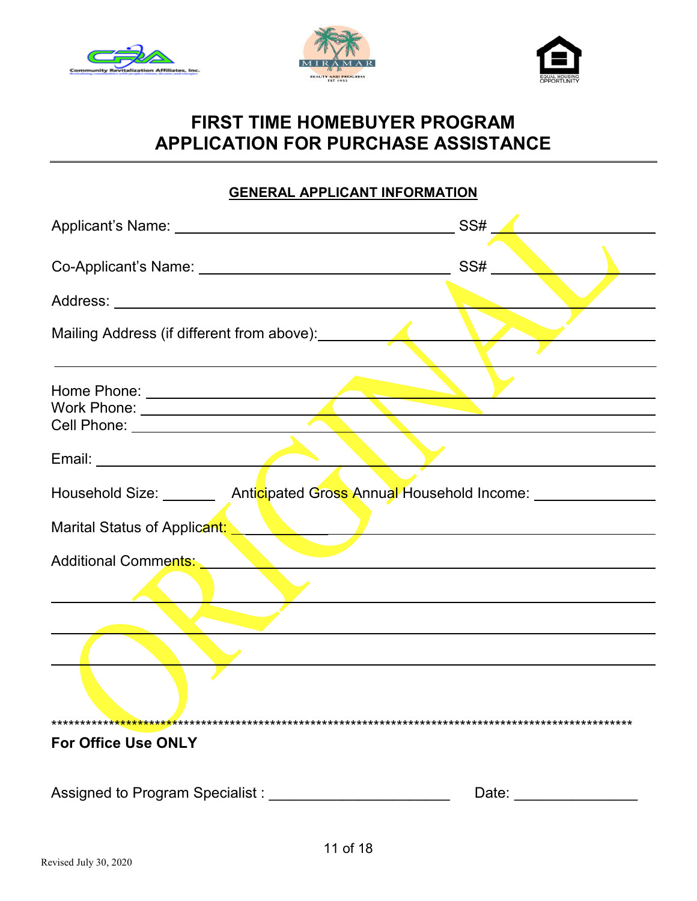# FIRST TIME HOMEBUYER PROGRAM
# APPLICATION FOR PURCHASE ASSISTANCE

## GENERAL APPLICANT INFORMATION

Applicant's Name: ___________________________________ SS# _____________________

Co-Applicant's Name: ______________________________ SS# _____________________

Address: ______________________________________________________________________

Mailing Address (if different from above):___________________________________________

______________________________________________________________________________

Home Phone: ___________________________________________________________________
Work Phone: ___________________________________________________________________
Cell Phone: ____________________________________________________________________

Email: _________________________________________________________________________

Household Size: _______ Anticipated Gross Annual Household Income: _______________

Marital Status of Applicant: ___________

Additional Comments: _________________________________________________________

______________________________________________________________________________

______________________________________________________________________________

______________________________________________________________________________

**********************************************************************************************************

**For Office Use ONLY**

Assigned to Program Specialist : ______________________ Date: _______________

Revised July 30, 2020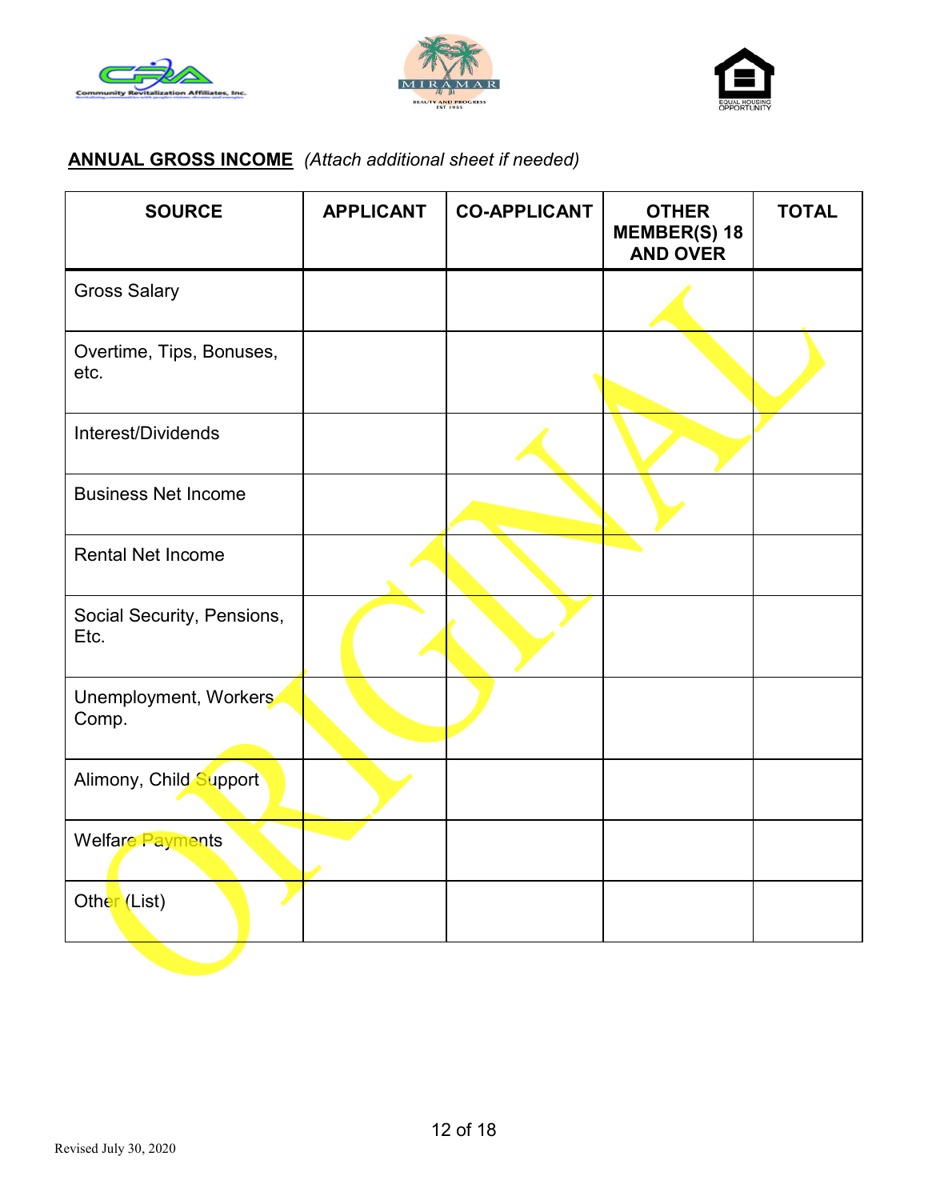**ANNUAL GROSS INCOME** *(Attach additional sheet if needed)*

| SOURCE | APPLICANT | CO-APPLICANT | OTHER MEMBER(S) 18 AND OVER | TOTAL |
|---|---|---|---|---|
| Gross Salary | | | | |
| Overtime, Tips, Bonuses, etc. | | | | |
| Interest/Dividends | | | | |
| Business Net Income | | | | |
| Rental Net Income | | | | |
| Social Security, Pensions, Etc. | | | | |
| Unemployment, Workers Comp. | | | | |
| Alimony, Child Support | | | | |
| Welfare Payments | | | | |
| Other (List) | | | | |

Revised July 30, 2020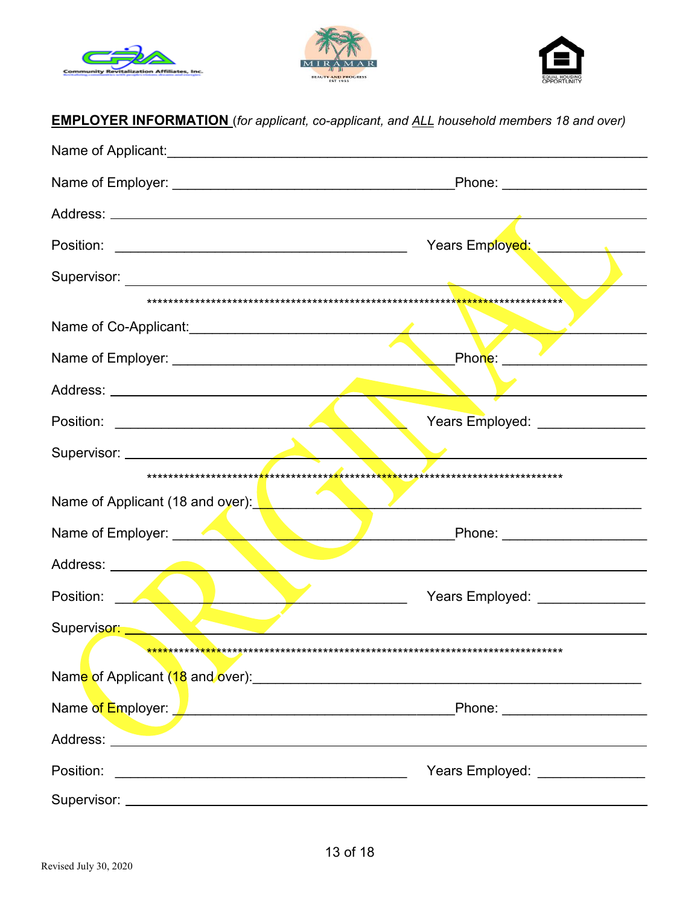**EMPLOYER INFORMATION** (*for applicant, co-applicant, and ALL household members 18 and over*)

Name of Applicant:_______________________________________________________________

Name of Employer: ____________________________________Phone: ___________________

Address: ___________________________________________________________________

Position: _______________________________________ Years Employed: ______________

Supervisor: _________________________________________________________________

*******************************************************************************

Name of Co-Applicant:_____________________________________________________________

Name of Employer: ____________________________________Phone: ___________________

Address: ___________________________________________________________________

Position: _______________________________________ Years Employed: ______________

Supervisor: _________________________________________________________________

*******************************************************************************

Name of Applicant (18 and over):____________________________________________________

Name of Employer: ____________________________________Phone: ___________________

Address: ___________________________________________________________________

Position: _______________________________________ Years Employed: ______________

Supervisor: _________________________________________________________________

*******************************************************************************

Name of Applicant (18 and over):____________________________________________________

Name of Employer: ____________________________________Phone: ___________________

Address: ___________________________________________________________________

Position: _______________________________________ Years Employed: ______________

Supervisor: _________________________________________________________________

Revised July 30, 2020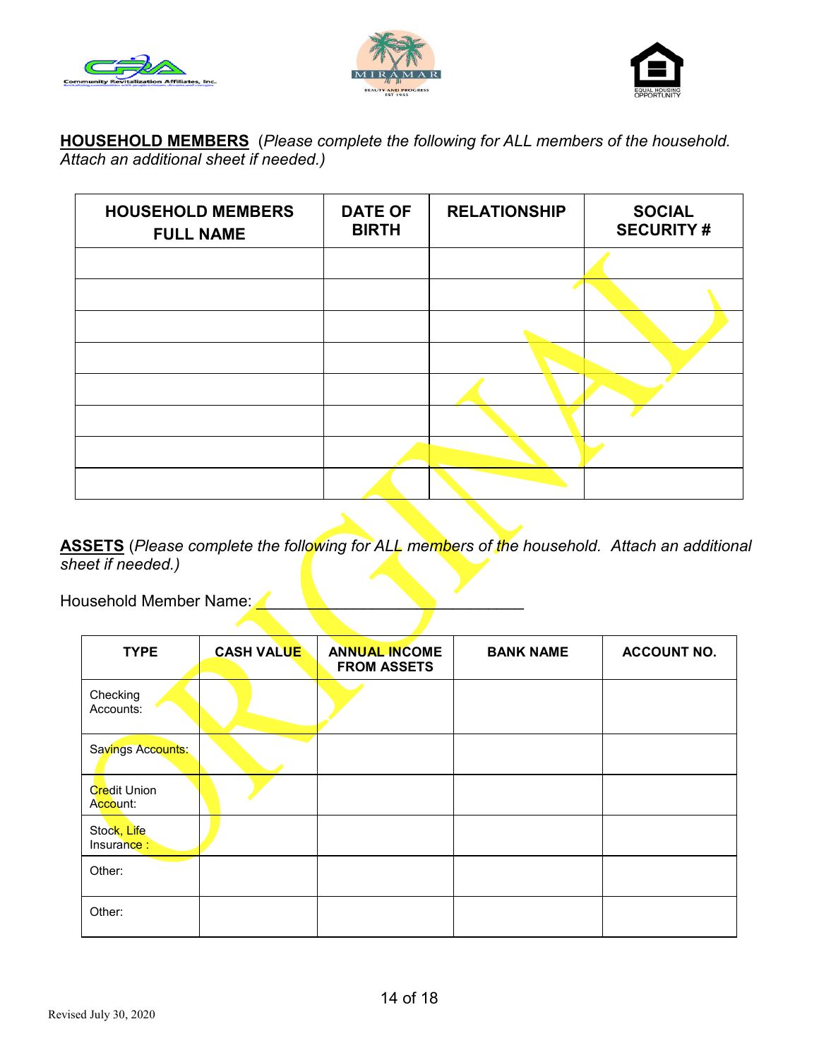**HOUSEHOLD MEMBERS** (*Please complete the following for ALL members of the household. Attach an additional sheet if needed.)*

| HOUSEHOLD MEMBERS FULL NAME | DATE OF BIRTH | RELATIONSHIP | SOCIAL SECURITY # |
|---|---|---|---|
| | | | |
| | | | |
| | | | |
| | | | |
| | | | |
| | | | |
| | | | |
| | | | |

**ASSETS** (*Please complete the following for ALL members of the household. Attach an additional sheet if needed.)*

Household Member Name: ______________________________

| TYPE | CASH VALUE | ANNUAL INCOME FROM ASSETS | BANK NAME | ACCOUNT NO. |
|---|---|---|---|---|
| Checking Accounts: | | | | |
| Savings Accounts: | | | | |
| Credit Union Account: | | | | |
| Stock, Life Insurance : | | | | |
| Other: | | | | |
| Other: | | | | |

Revised July 30, 2020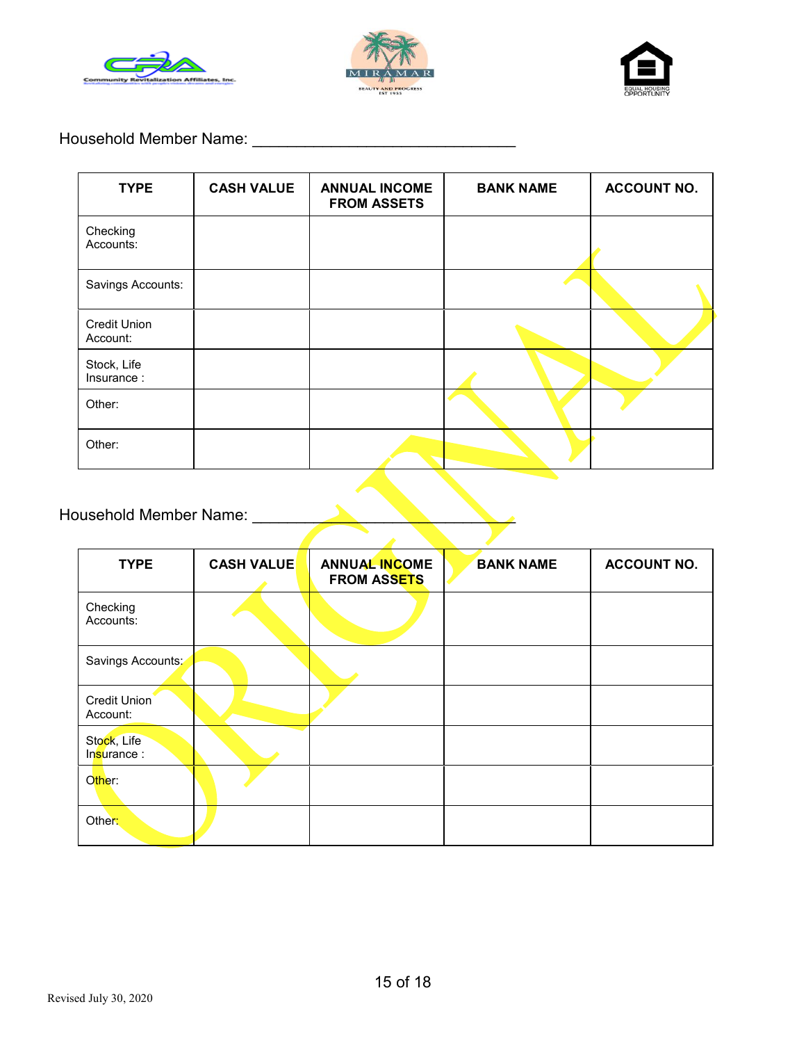Household Member Name: ______________________________

| TYPE | CASH VALUE | ANNUAL INCOME FROM ASSETS | BANK NAME | ACCOUNT NO. |
|---|---|---|---|---|
| Checking Accounts: | | | | |
| Savings Accounts: | | | | |
| Credit Union Account: | | | | |
| Stock, Life Insurance : | | | | |
| Other: | | | | |
| Other: | | | | |

Household Member Name: ______________________________

| TYPE | CASH VALUE | ANNUAL INCOME FROM ASSETS | BANK NAME | ACCOUNT NO. |
|---|---|---|---|---|
| Checking Accounts: | | | | |
| Savings Accounts: | | | | |
| Credit Union Account: | | | | |
| Stock, Life Insurance : | | | | |
| Other: | | | | |
| Other: | | | | |

Revised July 30, 2020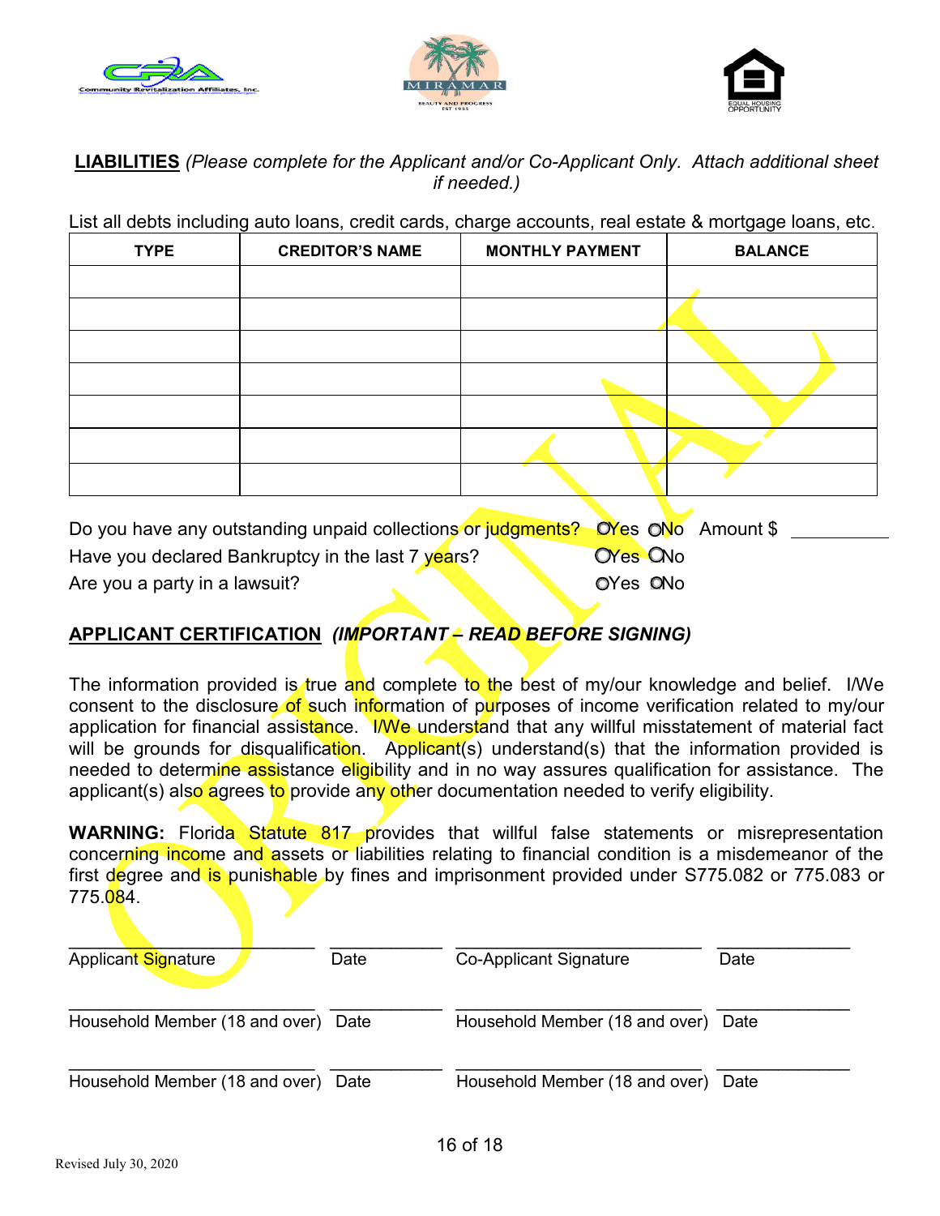**LIABILITIES** *(Please complete for the Applicant and/or Co-Applicant Only. Attach additional sheet if needed.)*

List all debts including auto loans, credit cards, charge accounts, real estate & mortgage loans, etc.

| TYPE | CREDITOR'S NAME | MONTHLY PAYMENT | BALANCE |
|---|---|---|---|
| | | | |
| | | | |
| | | | |
| | | | |
| | | | |
| | | | |
| | | | |

Do you have any outstanding unpaid collections or judgments? ○Yes ○No Amount $ __________

Have you declared Bankruptcy in the last 7 years? ○Yes ○No

Are you a party in a lawsuit? ○Yes ○No

**APPLICANT CERTIFICATION** ***(IMPORTANT – READ BEFORE SIGNING)***

The information provided is true and complete to the best of my/our knowledge and belief. I/We consent to the disclosure of such information of purposes of income verification related to my/our application for financial assistance. I/We understand that any willful misstatement of material fact will be grounds for disqualification. Applicant(s) understand(s) that the information provided is needed to determine assistance eligibility and in no way assures qualification for assistance. The applicant(s) also agrees to provide any other documentation needed to verify eligibility.

**WARNING:** Florida Statute 817 provides that willful false statements or misrepresentation concerning income and assets or liabilities relating to financial condition is a misdemeanor of the first degree and is punishable by fines and imprisonment provided under S775.082 or 775.083 or 775.084.

____________________ ________ ____________________ ________
Applicant Signature Date Co-Applicant Signature Date

____________________ ________ ____________________ ________
Household Member (18 and over) Date Household Member (18 and over) Date

____________________ ________ ____________________ ________
Household Member (18 and over) Date Household Member (18 and over) Date

Revised July 30, 2020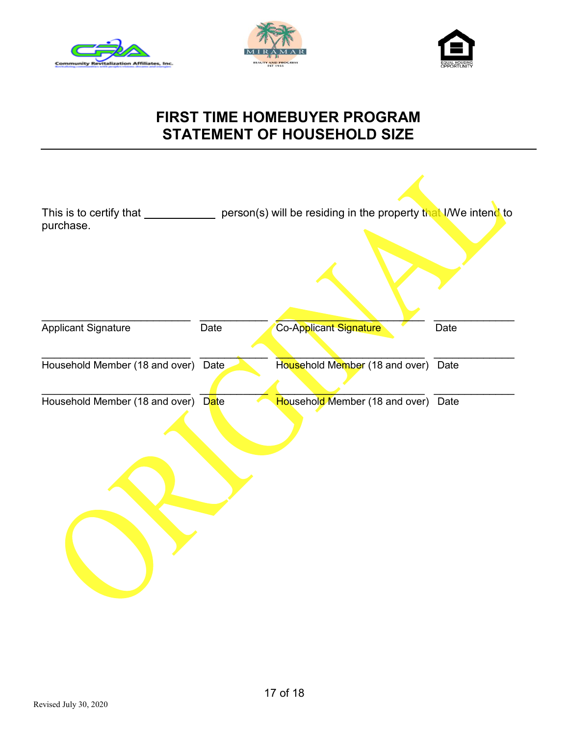# FIRST TIME HOMEBUYER PROGRAM
# STATEMENT OF HOUSEHOLD SIZE

This is to certify that ___________ person(s) will be residing in the property that I/We intend to purchase.

| | | | |
|---|---|---|---|
| _________________________ | ___________ | _________________________ | _____________ |
| Applicant Signature | Date | Co-Applicant Signature | Date |
| _________________________ | ___________ | _________________________ | _____________ |
| Household Member (18 and over) | Date | Household Member (18 and over) | Date |
| _________________________ | ___________ | _________________________ | _____________ |
| Household Member (18 and over) | Date | Household Member (18 and over) | Date |

ORIGINAL

Revised July 30, 2020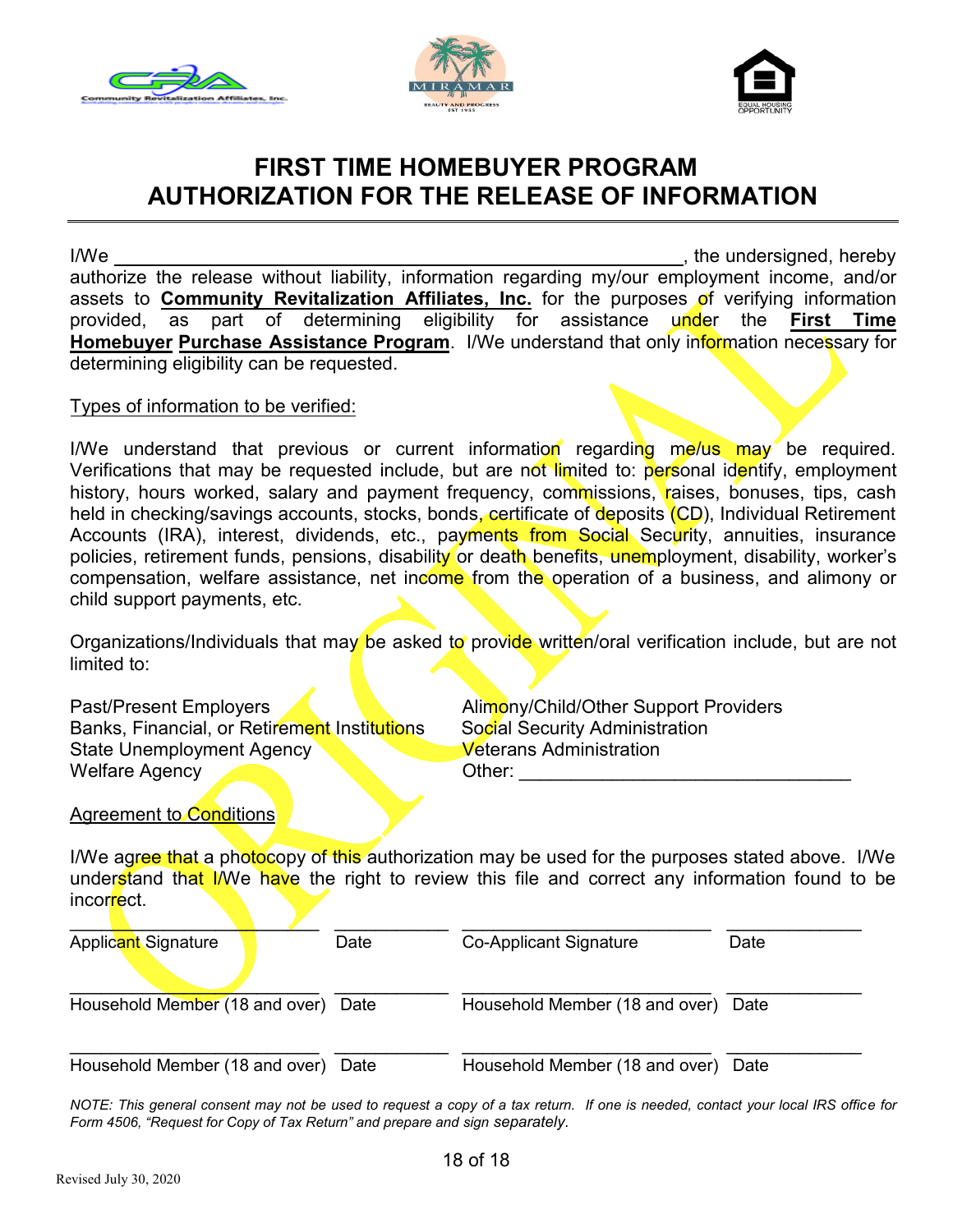# FIRST TIME HOMEBUYER PROGRAM
# AUTHORIZATION FOR THE RELEASE OF INFORMATION

I/We ______________________________________________________, the undersigned, hereby authorize the release without liability, information regarding my/our employment income, and/or assets to **Community Revitalization Affiliates, Inc.** for the purposes of verifying information provided, as part of determining eligibility for assistance under the **First Time Homebuyer Purchase Assistance Program**. I/We understand that only information necessary for determining eligibility can be requested.

Types of information to be verified:

I/We understand that previous or current information regarding me/us may be required. Verifications that may be requested include, but are not limited to: personal identify, employment history, hours worked, salary and payment frequency, commissions, raises, bonuses, tips, cash held in checking/savings accounts, stocks, bonds, certificate of deposits (CD), Individual Retirement Accounts (IRA), interest, dividends, etc., payments from Social Security, annuities, insurance policies, retirement funds, pensions, disability or death benefits, unemployment, disability, worker's compensation, welfare assistance, net income from the operation of a business, and alimony or child support payments, etc.

Organizations/Individuals that may be asked to provide written/oral verification include, but are not limited to:

| | |
|---|---|
| Past/Present Employers | Alimony/Child/Other Support Providers |
| Banks, Financial, or Retirement Institutions | Social Security Administration |
| State Unemployment Agency | Veterans Administration |
| Welfare Agency | Other: ________________________________ |

Agreement to Conditions

I/We agree that a photocopy of this authorization may be used for the purposes stated above. I/We understand that I/We have the right to review this file and correct any information found to be incorrect.

| | | | |
|---|---|---|---|
| ________________________ Applicant Signature | __________ Date | ________________________ Co-Applicant Signature | __________ Date |
| ________________________ Household Member (18 and over) | __________ Date | ________________________ Household Member (18 and over) | __________ Date |
| ________________________ Household Member (18 and over) | __________ Date | ________________________ Household Member (18 and over) | __________ Date |

*NOTE: This general consent may not be used to request a copy of a tax return. If one is needed, contact your local IRS office for Form 4506, "Request for Copy of Tax Return" and prepare and sign separately.*

Revised July 30, 2020